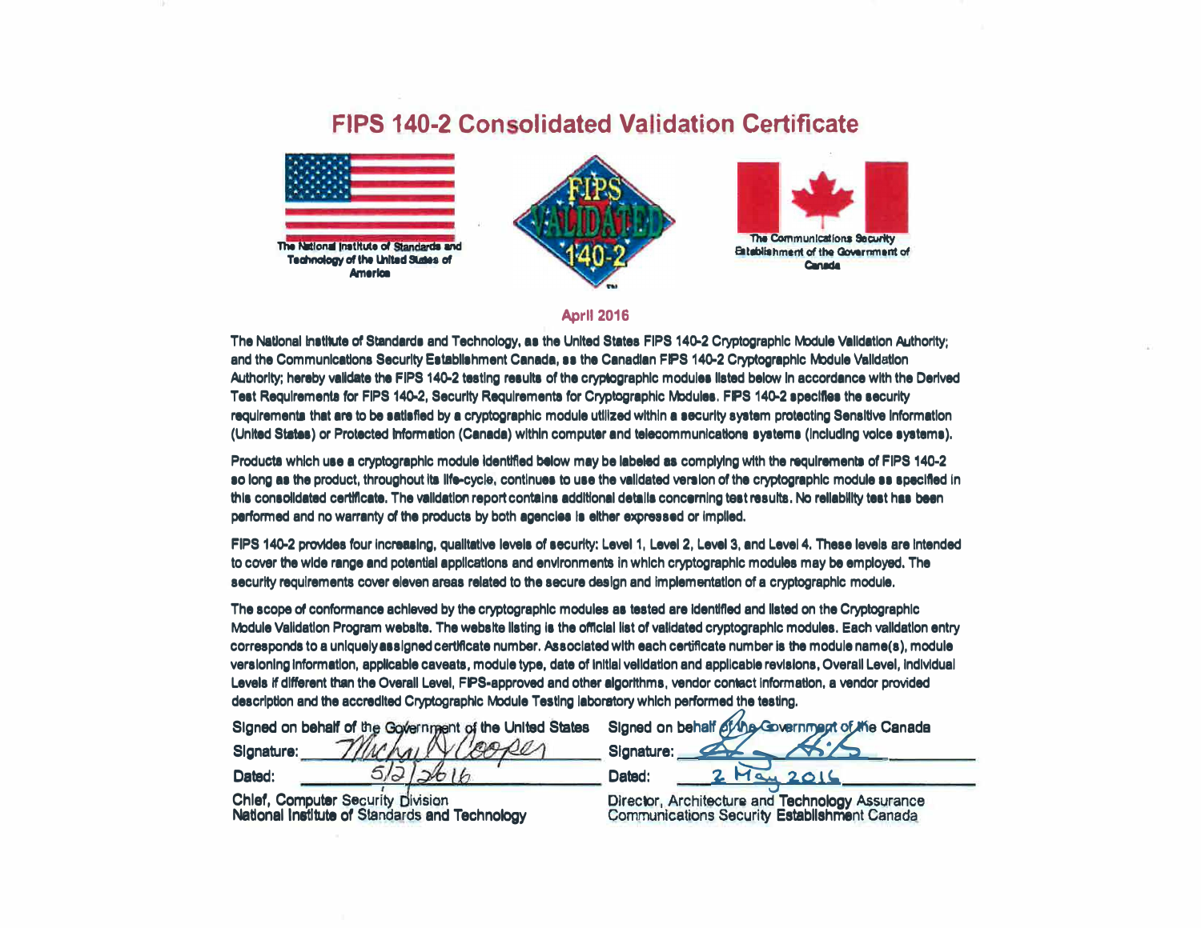# FIPS 140-2 Consolidated Validation Certificate

The National Institute of Standards and Technology of the United States of America

The Communications Security Establishment of the Government of Canada

**April 2016**

The National Institute of Standards and Technology, as the United States FIPS 140-2 Cryptographic Module Validation Authority; and the Communications Security Establishment Canada, as the Canadian FIPS 140-2 Cryptographic Module Validation Authority; hereby validate the FIPS 140-2 testing results of the cryptographic modules listed below in accordance with the Derived Test Requirements for FIPS 140-2, Security Requirements for Cryptographic Modules. FIPS 140-2 specifies the security requirements that are to be satisfied by a cryptographic module utilized within a security system protecting Sensitive Information (United States) or Protected Information (Canada) within computer and telecommunications systems (including voice systems).

Products which use a cryptographic module identified below may be labeled as complying with the requirements of FIPS 140-2 so long as the product, throughout its life-cycle, continues to use the validated version of the cryptographic module as specified in this consolidated certificate. The validation report contains additional details concerning test results. No reliability test has been performed and no warranty of the products by both agencies is either expressed or implied.

FIPS 140-2 provides four increasing, qualitative levels of security: Level 1, Level 2, Level 3, and Level 4. These levels are intended to cover the wide range and potential applications and environments in which cryptographic modules may be employed. The security requirements cover eleven areas related to the secure design and implementation of a cryptographic module.

The scope of conformance achieved by the cryptographic modules as tested are identified and listed on the Cryptographic Module Validation Program website. The website listing is the official list of validated cryptographic modules. Each validation entry corresponds to a uniquely assigned certificate number. Associated with each certificate number is the module name(s), module versioning information, applicable caveats, module type, date of initial validation and applicable revisions, Overall Level, Individual Levels if different than the Overall Level, FIPS-approved and other algorithms, vendor contact information, a vendor provided description and the accredited Cryptographic Module Testing laboratory which performed the testing.

Signed on behalf of the Government of the United States
Signature: Michael V Cooper
Dated: 5/2/2016
Chief, Computer Security Division
National Institute of Standards and Technology

Signed on behalf of the Government of the Canada
Signature: [signature]
Dated: 2 May 2016
Director, Architecture and Technology Assurance
Communications Security Establishment Canada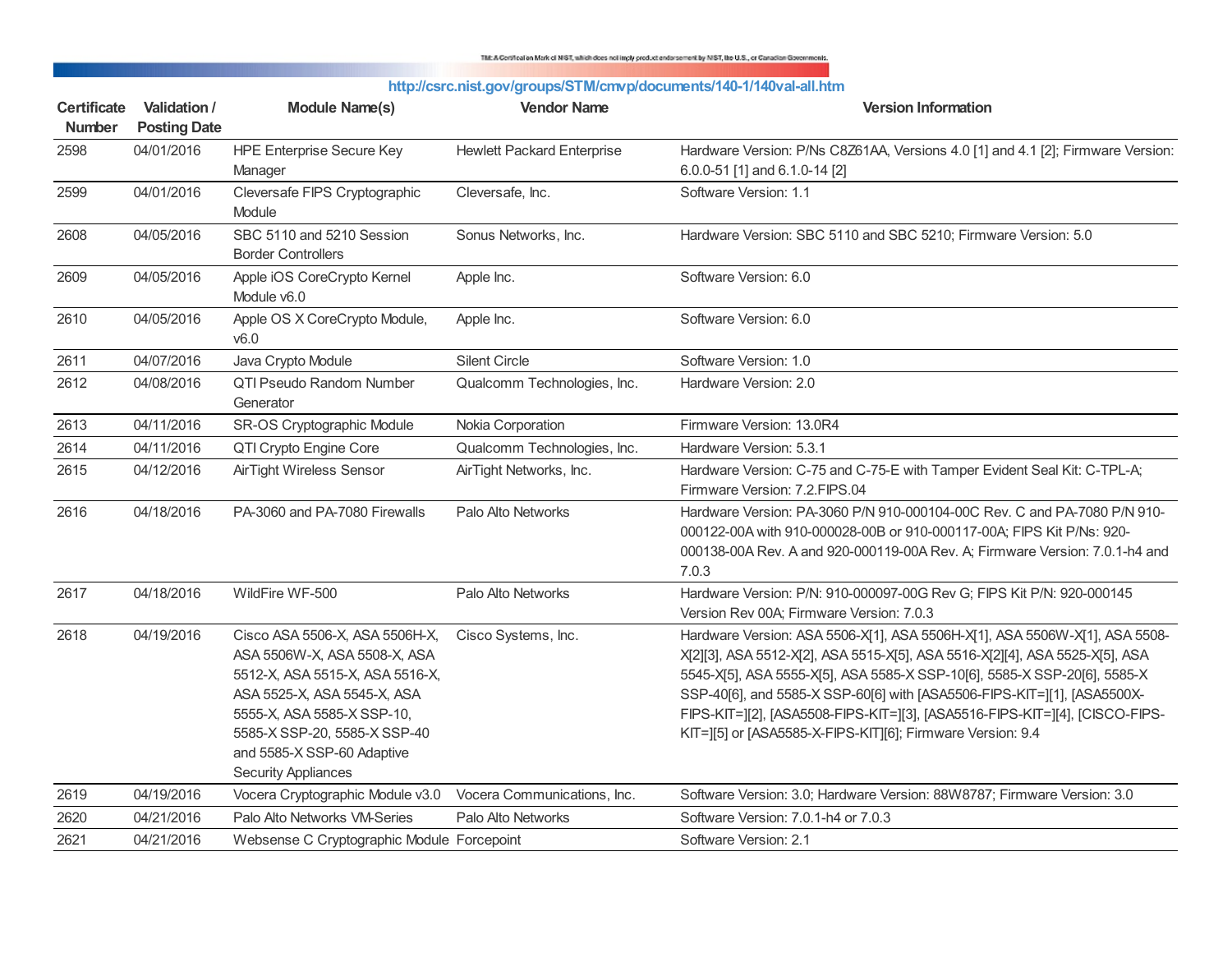http://csrc.nist.gov/groups/STM/cmvp/documents/140-1/140val-all.htm

| Certificate Number | Validation / Posting Date | Module Name(s) | Vendor Name | Version Information |
|---|---|---|---|---|
| 2598 | 04/01/2016 | HPE Enterprise Secure Key Manager | Hewlett Packard Enterprise | Hardware Version: P/Ns C8Z61AA, Versions 4.0 [1] and 4.1 [2]; Firmware Version: 6.0.0-51 [1] and 6.1.0-14 [2] |
| 2599 | 04/01/2016 | Cleversafe FIPS Cryptographic Module | Cleversafe, Inc. | Software Version: 1.1 |
| 2608 | 04/05/2016 | SBC 5110 and 5210 Session Border Controllers | Sonus Networks, Inc. | Hardware Version: SBC 5110 and SBC 5210; Firmware Version: 5.0 |
| 2609 | 04/05/2016 | Apple iOS CoreCrypto Kernel Module v6.0 | Apple Inc. | Software Version: 6.0 |
| 2610 | 04/05/2016 | Apple OS X CoreCrypto Module, v6.0 | Apple Inc. | Software Version: 6.0 |
| 2611 | 04/07/2016 | Java Crypto Module | Silent Circle | Software Version: 1.0 |
| 2612 | 04/08/2016 | QTI Pseudo Random Number Generator | Qualcomm Technologies, Inc. | Hardware Version: 2.0 |
| 2613 | 04/11/2016 | SR-OS Cryptographic Module | Nokia Corporation | Firmware Version: 13.0R4 |
| 2614 | 04/11/2016 | QTI Crypto Engine Core | Qualcomm Technologies, Inc. | Hardware Version: 5.3.1 |
| 2615 | 04/12/2016 | AirTight Wireless Sensor | AirTight Networks, Inc. | Hardware Version: C-75 and C-75-E with Tamper Evident Seal Kit: C-TPL-A; Firmware Version: 7.2.FIPS.04 |
| 2616 | 04/18/2016 | PA-3060 and PA-7080 Firewalls | Palo Alto Networks | Hardware Version: PA-3060 P/N 910-000104-00C Rev. C and PA-7080 P/N 910-000122-00A with 910-000028-00B or 910-000117-00A; FIPS Kit P/Ns: 920-000138-00A Rev. A and 920-000119-00A Rev. A; Firmware Version: 7.0.1-h4 and 7.0.3 |
| 2617 | 04/18/2016 | WildFire WF-500 | Palo Alto Networks | Hardware Version: P/N: 910-000097-00G Rev G; FIPS Kit P/N: 920-000145 Version Rev 00A; Firmware Version: 7.0.3 |
| 2618 | 04/19/2016 | Cisco ASA 5506-X, ASA 5506H-X, ASA 5506W-X, ASA 5508-X, ASA 5512-X, ASA 5515-X, ASA 5516-X, ASA 5525-X, ASA 5545-X, ASA 5555-X, ASA 5585-X SSP-10, 5585-X SSP-20, 5585-X SSP-40 and 5585-X SSP-60 Adaptive Security Appliances | Cisco Systems, Inc. | Hardware Version: ASA 5506-X[1], ASA 5506H-X[1], ASA 5506W-X[1], ASA 5508-X[2][3], ASA 5512-X[2], ASA 5515-X[5], ASA 5516-X[2][4], ASA 5525-X[5], ASA 5545-X[5], ASA 5555-X[5], ASA 5585-X SSP-10[6], 5585-X SSP-20[6], 5585-X SSP-40[6], and 5585-X SSP-60[6] with [ASA5506-FIPS-KIT=][1], [ASA5500X-FIPS-KIT=][2], [ASA5508-FIPS-KIT=][3], [ASA5516-FIPS-KIT=][4], [CISCO-FIPS-KIT=][5] or [ASA5585-X-FIPS-KIT][6]; Firmware Version: 9.4 |
| 2619 | 04/19/2016 | Vocera Cryptographic Module v3.0 | Vocera Communications, Inc. | Software Version: 3.0; Hardware Version: 88W8787; Firmware Version: 3.0 |
| 2620 | 04/21/2016 | Palo Alto Networks VM-Series | Palo Alto Networks | Software Version: 7.0.1-h4 or 7.0.3 |
| 2621 | 04/21/2016 | Websense C Cryptographic Module | Forcepoint | Software Version: 2.1 |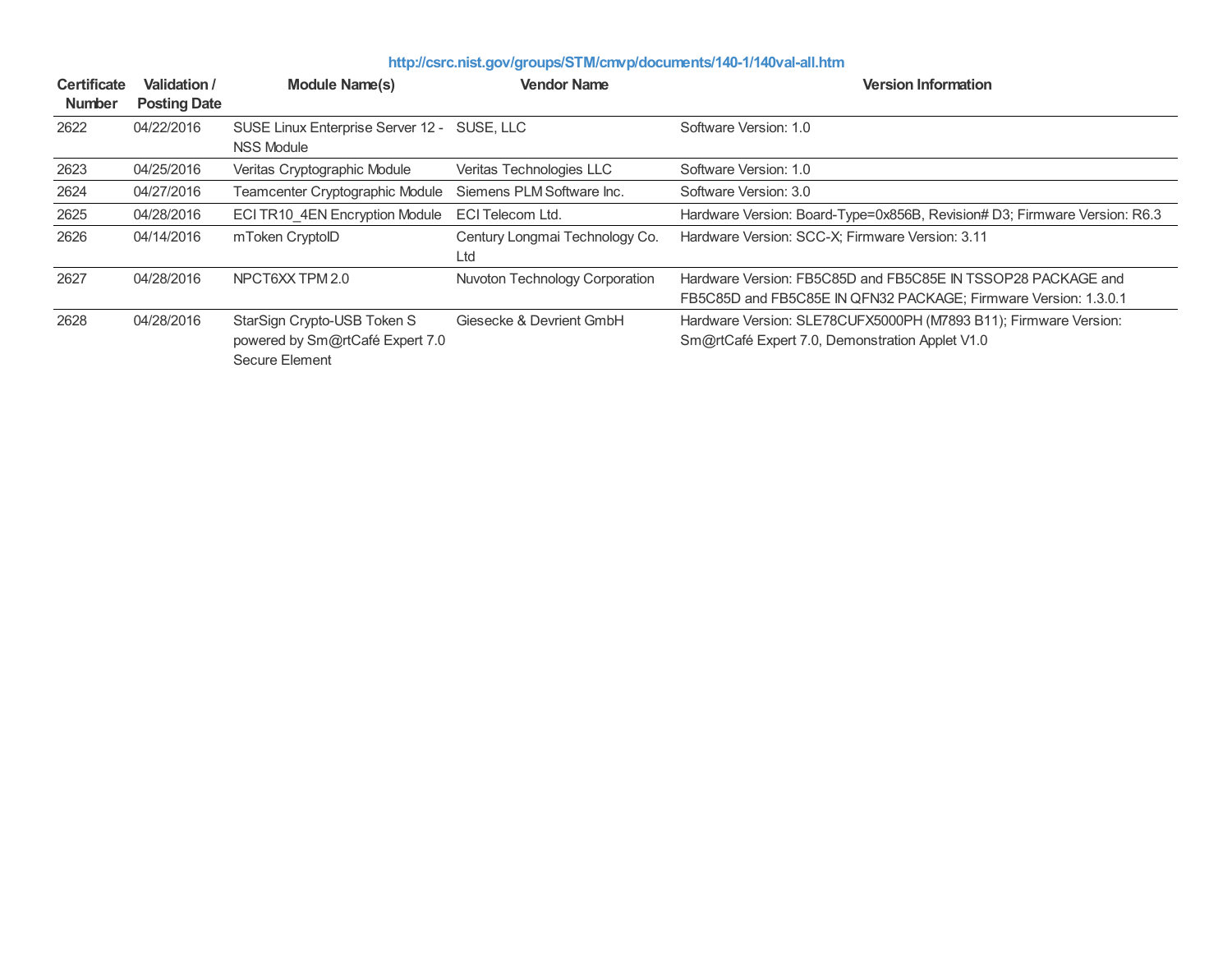http://csrc.nist.gov/groups/STM/cmvp/documents/140-1/140val-all.htm

| Certificate Number | Validation / Posting Date | Module Name(s) | Vendor Name | Version Information |
|---|---|---|---|---|
| 2622 | 04/22/2016 | SUSE Linux Enterprise Server 12 - NSS Module | SUSE, LLC | Software Version: 1.0 |
| 2623 | 04/25/2016 | Veritas Cryptographic Module | Veritas Technologies LLC | Software Version: 1.0 |
| 2624 | 04/27/2016 | Teamcenter Cryptographic Module | Siemens PLM Software Inc. | Software Version: 3.0 |
| 2625 | 04/28/2016 | ECI TR10_4EN Encryption Module | ECI Telecom Ltd. | Hardware Version: Board-Type=0x856B, Revision# D3; Firmware Version: R6.3 |
| 2626 | 04/14/2016 | mToken CryptoID | Century Longmai Technology Co. Ltd | Hardware Version: SCC-X; Firmware Version: 3.11 |
| 2627 | 04/28/2016 | NPCT6XX TPM 2.0 | Nuvoton Technology Corporation | Hardware Version: FB5C85D and FB5C85E IN TSSOP28 PACKAGE and FB5C85D and FB5C85E IN QFN32 PACKAGE; Firmware Version: 1.3.0.1 |
| 2628 | 04/28/2016 | StarSign Crypto-USB Token S powered by Sm@rtCafé Expert 7.0 Secure Element | Giesecke & Devrient GmbH | Hardware Version: SLE78CUFX5000PH (M7893 B11); Firmware Version: Sm@rtCafé Expert 7.0, Demonstration Applet V1.0 |